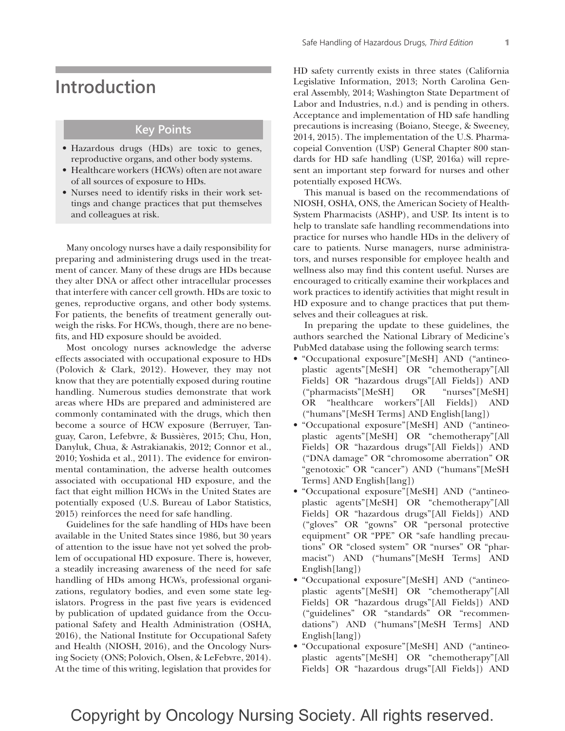# Introduction

## Key Points

- Hazardous drugs (HDs) are toxic to genes, reproductive organs, and other body systems.
- Healthcare workers (HCWs) often are not aware of all sources of exposure to HDs.
- Nurses need to identify risks in their work settings and change practices that put themselves and colleagues at risk.

Many oncology nurses have a daily responsibility for preparing and administering drugs used in the treatment of cancer. Many of these drugs are HDs because they alter DNA or affect other intracellular processes that interfere with cancer cell growth. HDs are toxic to genes, reproductive organs, and other body systems. For patients, the benefits of treatment generally outweigh the risks. For HCWs, though, there are no benefits, and HD exposure should be avoided.

Most oncology nurses acknowledge the adverse effects associated with occupational exposure to HDs (Polovich & Clark, 2012). However, they may not know that they are potentially exposed during routine handling. Numerous studies demonstrate that work areas where HDs are prepared and administered are commonly contaminated with the drugs, which then become a source of HCW exposure (Berruyer, Tanguay, Caron, Lefebvre, & Bussières, 2015; Chu, Hon, Danyluk, Chua, & Astrakianakis, 2012; Connor et al., 2010; Yoshida et al., 2011). The evidence for environmental contamination, the adverse health outcomes associated with occupational HD exposure, and the fact that eight million HCWs in the United States are potentially exposed (U.S. Bureau of Labor Statistics, 2015) reinforces the need for safe handling.

Guidelines for the safe handling of HDs have been available in the United States since 1986, but 30 years of attention to the issue have not yet solved the problem of occupational HD exposure. There is, however, a steadily increasing awareness of the need for safe handling of HDs among HCWs, professional organizations, regulatory bodies, and even some state legislators. Progress in the past five years is evidenced by publication of updated guidance from the Occupational Safety and Health Administration (OSHA, 2016), the National Institute for Occupational Safety and Health (NIOSH, 2016), and the Oncology Nursing Society (ONS; Polovich, Olsen, & LeFebvre, 2014). At the time of this writing, legislation that provides for HD safety currently exists in three states (California Legislative Information, 2013; North Carolina General Assembly, 2014; Washington State Department of Labor and Industries, n.d.) and is pending in others. Acceptance and implementation of HD safe handling precautions is increasing (Boiano, Steege, & Sweeney, 2014, 2015). The implementation of the U.S. Pharmacopeial Convention (USP) General Chapter 800 standards for HD safe handling (USP, 2016a) will represent an important step forward for nurses and other potentially exposed HCWs.

This manual is based on the recommendations of NIOSH, OSHA, ONS, the American Society of Health-System Pharmacists (ASHP), and USP. Its intent is to help to translate safe handling recommendations into practice for nurses who handle HDs in the delivery of care to patients. Nurse managers, nurse administrators, and nurses responsible for employee health and wellness also may find this content useful. Nurses are encouraged to critically examine their workplaces and work practices to identify activities that might result in HD exposure and to change practices that put themselves and their colleagues at risk.

In preparing the update to these guidelines, the authors searched the National Library of Medicine's PubMed database using the following search terms:

- "Occupational exposure"[MeSH] AND ("antineoplastic agents"[MeSH] OR "chemotherapy"[All Fields] OR "hazardous drugs"[All Fields]) AND ("pharmacists"[MeSH] OR "nurses"[MeSH] OR "healthcare workers"[All Fields]) AND ("humans"[MeSH Terms] AND English[lang])
- "Occupational exposure"[MeSH] AND ("antineoplastic agents"[MeSH] OR "chemotherapy"[All Fields] OR "hazardous drugs"[All Fields]) AND ("DNA damage" OR "chromosome aberration" OR "genotoxic" OR "cancer") AND ("humans"[MeSH Terms] AND English[lang])
- "Occupational exposure"[MeSH] AND ("antineoplastic agents"[MeSH] OR "chemotherapy"[All Fields] OR "hazardous drugs"[All Fields]) AND ("gloves" OR "gowns" OR "personal protective equipment" OR "PPE" OR "safe handling precautions" OR "closed system" OR "nurses" OR "pharmacist") AND ("humans"[MeSH Terms] AND English[lang])
- "Occupational exposure"[MeSH] AND ("antineoplastic agents"[MeSH] OR "chemotherapy"[All Fields] OR "hazardous drugs"[All Fields]) AND ("guidelines" OR "standards" OR "recommendations") AND ("humans"[MeSH Terms] AND English[lang])
- "Occupational exposure"[MeSH] AND ("antineoplastic agents"[MeSH] OR "chemotherapy"[All Fields] OR "hazardous drugs"[All Fields]) AND

Copyright by Oncology Nursing Society. All rights reserved.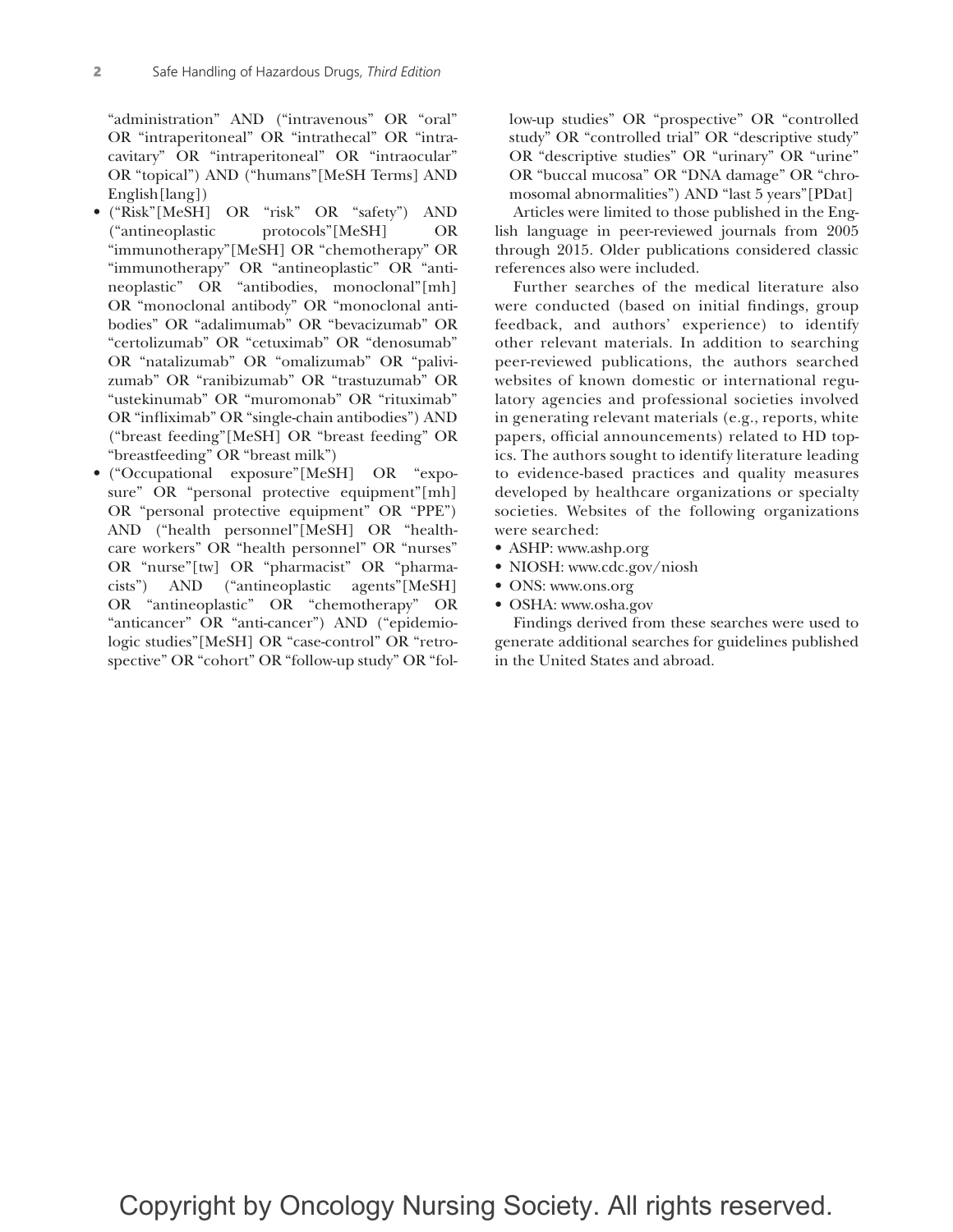"administration" AND ("intravenous" OR "oral" OR "intraperitoneal" OR "intrathecal" OR "intracavitary" OR "intraperitoneal" OR "intraocular" OR "topical") AND ("humans"[MeSH Terms] AND English[lang])

- ("Risk"[MeSH] OR "risk" OR "safety") AND ("antineoplastic protocols"[MeSH] OR "immunotherapy"[MeSH] OR "chemotherapy" OR "immunotherapy" OR "antineoplastic" OR "anti-neoplastic" OR "antibodies, monoclonal"[mh] OR "monoclonal antibody" OR "monoclonal antibodies" OR "adalimumab" OR "bevacizumab" OR "certolizumab" OR "cetuximab" OR "denosumab" OR "natalizumab" OR "omalizumab" OR "palivizumab" OR "ranibizumab" OR "trastuzumab" OR "ustekinumab" OR "muromonab" OR "rituximab" OR "infliximab" OR "single-chain antibodies") AND ("breast feeding"[MeSH] OR "breast feeding" OR "breastfeeding" OR "breast milk")
- ("Occupational exposure"[MeSH] OR "exposure" OR "personal protective equipment"[mh] OR "personal protective equipment" OR "PPE") AND ("health personnel"[MeSH] OR "healthcare workers" OR "health personnel" OR "nurses" OR "nurse"[tw] OR "pharmacist" OR "pharmacists") AND ("antineoplastic agents"[MeSH] OR "antineoplastic" OR "chemotherapy" OR "anticancer" OR "anti-cancer") AND ("epidemiologic studies"[MeSH] OR "case-control" OR "retrospective" OR "cohort" OR "follow-up study" OR "follow-up studies" OR "prospective" OR "controlled study" OR "controlled trial" OR "descriptive study" OR "descriptive studies" OR "urinary" OR "urine" OR "buccal mucosa" OR "DNA damage" OR "chromosomal abnormalities") AND "last 5 years"[PDat]

Articles were limited to those published in the English language in peer-reviewed journals from 2005 through 2015. Older publications considered classic references also were included.

Further searches of the medical literature also were conducted (based on initial findings, group feedback, and authors' experience) to identify other relevant materials. In addition to searching peer-reviewed publications, the authors searched websites of known domestic or international regulatory agencies and professional societies involved in generating relevant materials (e.g., reports, white papers, official announcements) related to HD topics. The authors sought to identify literature leading to evidence-based practices and quality measures developed by healthcare organizations or specialty societies. Websites of the following organizations were searched:

- ASHP: www.ashp.org
- NIOSH: www.cdc.gov/niosh
- ONS: www.ons.org
- OSHA: www.osha.gov

Findings derived from these searches were used to generate additional searches for guidelines published in the United States and abroad.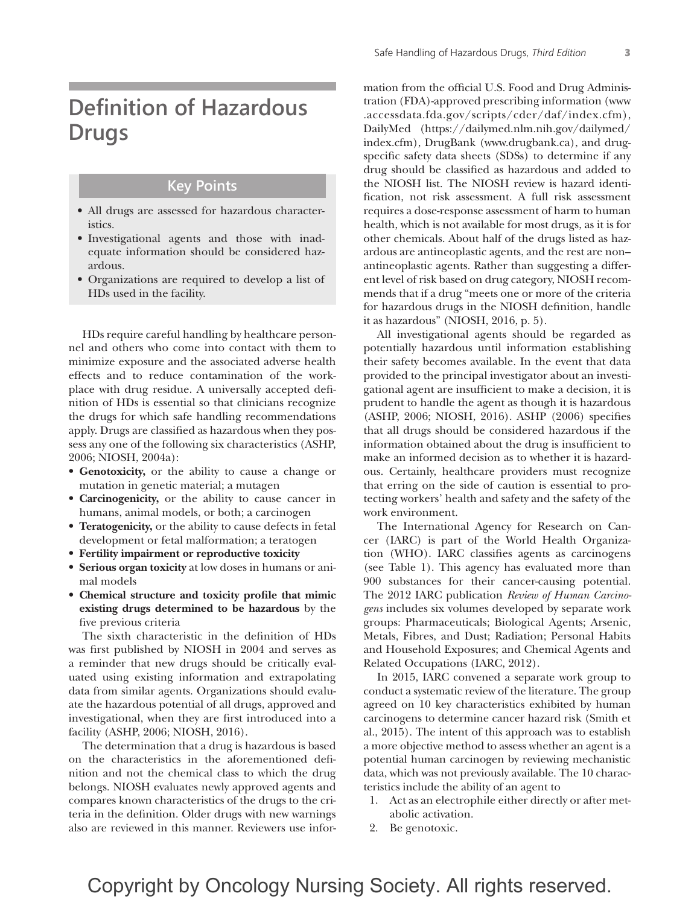# Definition of Hazardous Drugs

## Key Points

- All drugs are assessed for hazardous characteristics.
- Investigational agents and those with inadequate information should be considered hazardous.
- Organizations are required to develop a list of HDs used in the facility.

HDs require careful handling by healthcare personnel and others who come into contact with them to minimize exposure and the associated adverse health effects and to reduce contamination of the workplace with drug residue. A universally accepted definition of HDs is essential so that clinicians recognize the drugs for which safe handling recommendations apply. Drugs are classified as hazardous when they possess any one of the following six characteristics (ASHP, 2006; NIOSH, 2004a):

- **Genotoxicity,** or the ability to cause a change or mutation in genetic material; a mutagen
- **Carcinogenicity,** or the ability to cause cancer in humans, animal models, or both; a carcinogen
- **Teratogenicity,** or the ability to cause defects in fetal development or fetal malformation; a teratogen
- **Fertility impairment or reproductive toxicity**
- **Serious organ toxicity** at low doses in humans or animal models
- **Chemical structure and toxicity profile that mimic existing drugs determined to be hazardous** by the five previous criteria

The sixth characteristic in the definition of HDs was first published by NIOSH in 2004 and serves as a reminder that new drugs should be critically evaluated using existing information and extrapolating data from similar agents. Organizations should evaluate the hazardous potential of all drugs, approved and investigational, when they are first introduced into a facility (ASHP, 2006; NIOSH, 2016).

The determination that a drug is hazardous is based on the characteristics in the aforementioned definition and not the chemical class to which the drug belongs. NIOSH evaluates newly approved agents and compares known characteristics of the drugs to the criteria in the definition. Older drugs with new warnings also are reviewed in this manner. Reviewers use information from the official U.S. Food and Drug Administration (FDA)-approved prescribing information (www.accessdata.fda.gov/scripts/cder/daf/index.cfm), DailyMed (https://dailymed.nlm.nih.gov/dailymed/index.cfm), DrugBank (www.drugbank.ca), and drug-specific safety data sheets (SDSs) to determine if any drug should be classified as hazardous and added to the NIOSH list. The NIOSH review is hazard identification, not risk assessment. A full risk assessment requires a dose-response assessment of harm to human health, which is not available for most drugs, as it is for other chemicals. About half of the drugs listed as hazardous are antineoplastic agents, and the rest are non–antineoplastic agents. Rather than suggesting a different level of risk based on drug category, NIOSH recommends that if a drug "meets one or more of the criteria for hazardous drugs in the NIOSH definition, handle it as hazardous" (NIOSH, 2016, p. 5).

All investigational agents should be regarded as potentially hazardous until information establishing their safety becomes available. In the event that data provided to the principal investigator about an investigational agent are insufficient to make a decision, it is prudent to handle the agent as though it is hazardous (ASHP, 2006; NIOSH, 2016). ASHP (2006) specifies that all drugs should be considered hazardous if the information obtained about the drug is insufficient to make an informed decision as to whether it is hazardous. Certainly, healthcare providers must recognize that erring on the side of caution is essential to protecting workers' health and safety and the safety of the work environment.

The International Agency for Research on Cancer (IARC) is part of the World Health Organization (WHO). IARC classifies agents as carcinogens (see Table 1). This agency has evaluated more than 900 substances for their cancer-causing potential. The 2012 IARC publication *Review of Human Carcinogens* includes six volumes developed by separate work groups: Pharmaceuticals; Biological Agents; Arsenic, Metals, Fibres, and Dust; Radiation; Personal Habits and Household Exposures; and Chemical Agents and Related Occupations (IARC, 2012).

In 2015, IARC convened a separate work group to conduct a systematic review of the literature. The group agreed on 10 key characteristics exhibited by human carcinogens to determine cancer hazard risk (Smith et al., 2015). The intent of this approach was to establish a more objective method to assess whether an agent is a potential human carcinogen by reviewing mechanistic data, which was not previously available. The 10 characteristics include the ability of an agent to

1. Act as an electrophile either directly or after metabolic activation.
2. Be genotoxic.

Copyright by Oncology Nursing Society. All rights reserved.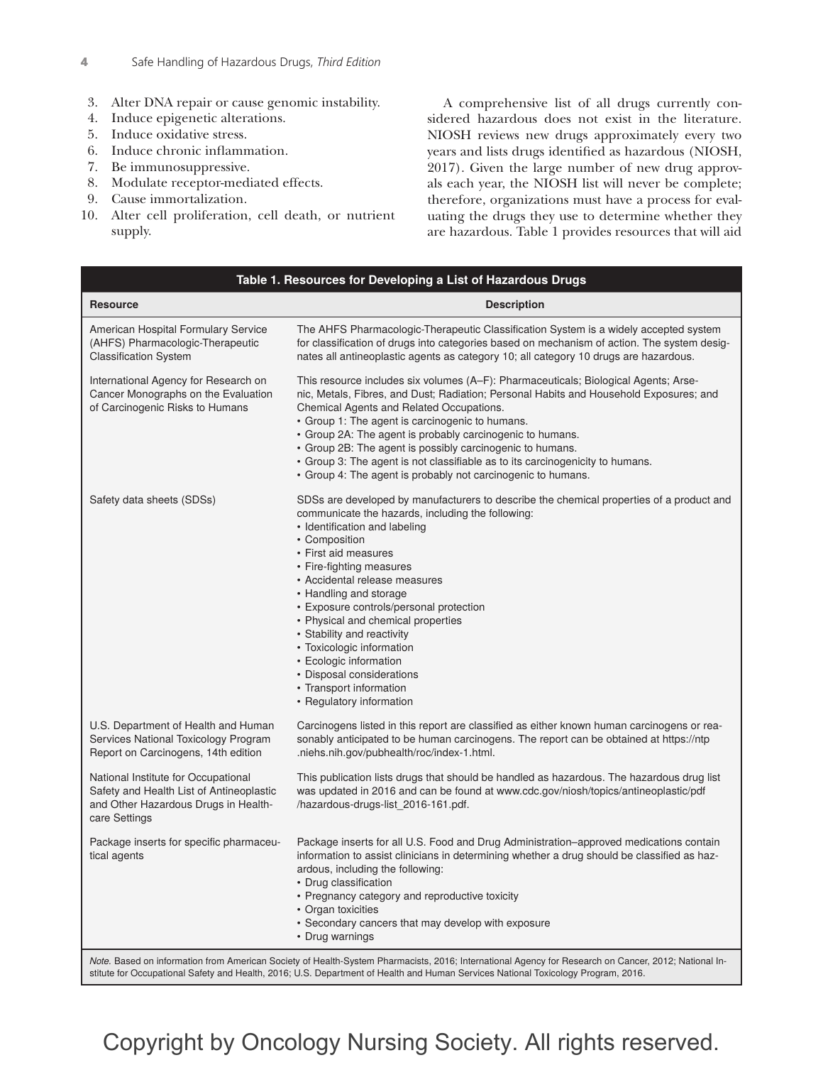3. Alter DNA repair or cause genomic instability.
4. Induce epigenetic alterations.
5. Induce oxidative stress.
6. Induce chronic inflammation.
7. Be immunosuppressive.
8. Modulate receptor-mediated effects.
9. Cause immortalization.
10. Alter cell proliferation, cell death, or nutrient supply.

A comprehensive list of all drugs currently considered hazardous does not exist in the literature. NIOSH reviews new drugs approximately every two years and lists drugs identified as hazardous (NIOSH, 2017). Given the large number of new drug approvals each year, the NIOSH list will never be complete; therefore, organizations must have a process for evaluating the drugs they use to determine whether they are hazardous. Table 1 provides resources that will aid

**Table 1. Resources for Developing a List of Hazardous Drugs**

| Resource | Description |
|---|---|
| American Hospital Formulary Service (AHFS) Pharmacologic-Therapeutic Classification System | The AHFS Pharmacologic-Therapeutic Classification System is a widely accepted system for classification of drugs into categories based on mechanism of action. The system designates all antineoplastic agents as category 10; all category 10 drugs are hazardous. |
| International Agency for Research on Cancer Monographs on the Evaluation of Carcinogenic Risks to Humans | This resource includes six volumes (A–F): Pharmaceuticals; Biological Agents; Arsenic, Metals, Fibres, and Dust; Radiation; Personal Habits and Household Exposures; and Chemical Agents and Related Occupations.<br>• Group 1: The agent is carcinogenic to humans.<br>• Group 2A: The agent is probably carcinogenic to humans.<br>• Group 2B: The agent is possibly carcinogenic to humans.<br>• Group 3: The agent is not classifiable as to its carcinogenicity to humans.<br>• Group 4: The agent is probably not carcinogenic to humans. |
| Safety data sheets (SDSs) | SDSs are developed by manufacturers to describe the chemical properties of a product and communicate the hazards, including the following:<br>• Identification and labeling<br>• Composition<br>• First aid measures<br>• Fire-fighting measures<br>• Accidental release measures<br>• Handling and storage<br>• Exposure controls/personal protection<br>• Physical and chemical properties<br>• Stability and reactivity<br>• Toxicologic information<br>• Ecologic information<br>• Disposal considerations<br>• Transport information<br>• Regulatory information |
| U.S. Department of Health and Human Services National Toxicology Program Report on Carcinogens, 14th edition | Carcinogens listed in this report are classified as either known human carcinogens or reasonably anticipated to be human carcinogens. The report can be obtained at https://ntp.niehs.nih.gov/pubhealth/roc/index-1.html. |
| National Institute for Occupational Safety and Health List of Antineoplastic and Other Hazardous Drugs in Healthcare Settings | This publication lists drugs that should be handled as hazardous. The hazardous drug list was updated in 2016 and can be found at www.cdc.gov/niosh/topics/antineoplastic/pdf/hazardous-drugs-list_2016-161.pdf. |
| Package inserts for specific pharmaceutical agents | Package inserts for all U.S. Food and Drug Administration–approved medications contain information to assist clinicians in determining whether a drug should be classified as hazardous, including the following:<br>• Drug classification<br>• Pregnancy category and reproductive toxicity<br>• Organ toxicities<br>• Secondary cancers that may develop with exposure<br>• Drug warnings |

*Note.* Based on information from American Society of Health-System Pharmacists, 2016; International Agency for Research on Cancer, 2012; National Institute for Occupational Safety and Health, 2016; U.S. Department of Health and Human Services National Toxicology Program, 2016.

Copyright by Oncology Nursing Society. All rights reserved.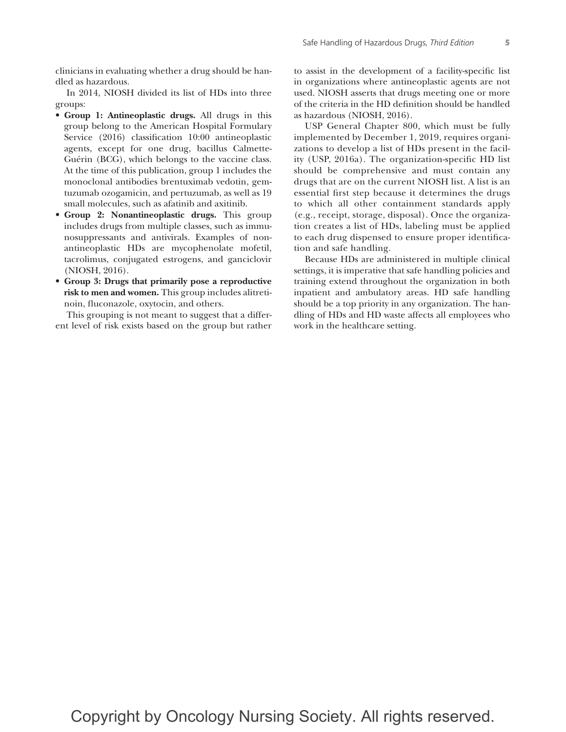clinicians in evaluating whether a drug should be handled as hazardous.

In 2014, NIOSH divided its list of HDs into three groups:

- **Group 1: Antineoplastic drugs.** All drugs in this group belong to the American Hospital Formulary Service (2016) classification 10:00 antineoplastic agents, except for one drug, bacillus Calmette-Guérin (BCG), which belongs to the vaccine class. At the time of this publication, group 1 includes the monoclonal antibodies brentuximab vedotin, gemtuzumab ozogamicin, and pertuzumab, as well as 19 small molecules, such as afatinib and axitinib.
- **Group 2: Nonantineoplastic drugs.** This group includes drugs from multiple classes, such as immunosuppressants and antivirals. Examples of nonantineoplastic HDs are mycophenolate mofetil, tacrolimus, conjugated estrogens, and ganciclovir (NIOSH, 2016).
- **Group 3: Drugs that primarily pose a reproductive risk to men and women.** This group includes alitretinoin, fluconazole, oxytocin, and others.

This grouping is not meant to suggest that a different level of risk exists based on the group but rather to assist in the development of a facility-specific list in organizations where antineoplastic agents are not used. NIOSH asserts that drugs meeting one or more of the criteria in the HD definition should be handled as hazardous (NIOSH, 2016).

USP General Chapter 800, which must be fully implemented by December 1, 2019, requires organizations to develop a list of HDs present in the facility (USP, 2016a). The organization-specific HD list should be comprehensive and must contain any drugs that are on the current NIOSH list. A list is an essential first step because it determines the drugs to which all other containment standards apply (e.g., receipt, storage, disposal). Once the organization creates a list of HDs, labeling must be applied to each drug dispensed to ensure proper identification and safe handling.

Because HDs are administered in multiple clinical settings, it is imperative that safe handling policies and training extend throughout the organization in both inpatient and ambulatory areas. HD safe handling should be a top priority in any organization. The handling of HDs and HD waste affects all employees who work in the healthcare setting.

Copyright by Oncology Nursing Society. All rights reserved.